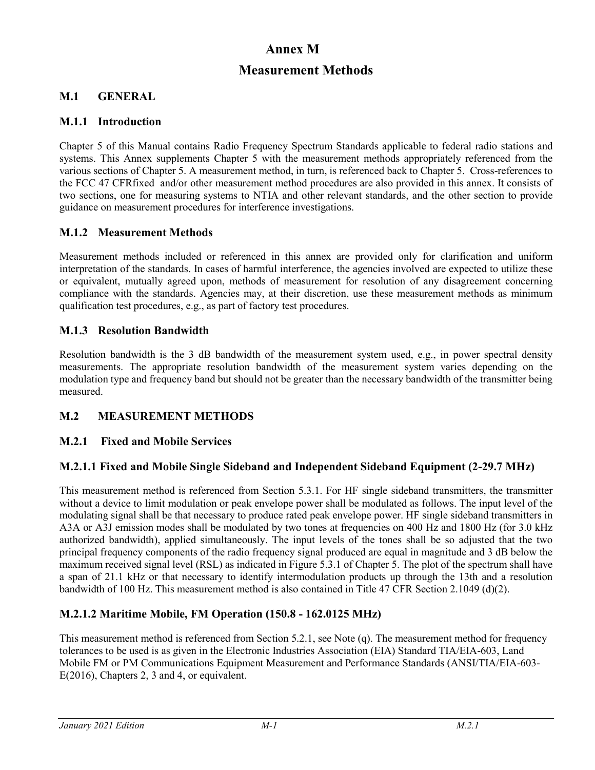# Annex M

# Measurement Methods

## M.1 GENERAL

### M.1.1 Introduction

Chapter 5 of this Manual contains Radio Frequency Spectrum Standards applicable to federal radio stations and systems. This Annex supplements Chapter 5 with the measurement methods appropriately referenced from the various sections of Chapter 5. A measurement method, in turn, is referenced back to Chapter 5. Cross-references to the FCC 47 CFRfixed and/or other measurement method procedures are also provided in this annex. It consists of two sections, one for measuring systems to NTIA and other relevant standards, and the other section to provide guidance on measurement procedures for interference investigations.

### M.1.2 Measurement Methods

Measurement methods included or referenced in this annex are provided only for clarification and uniform interpretation of the standards. In cases of harmful interference, the agencies involved are expected to utilize these or equivalent, mutually agreed upon, methods of measurement for resolution of any disagreement concerning compliance with the standards. Agencies may, at their discretion, use these measurement methods as minimum qualification test procedures, e.g., as part of factory test procedures.

### M.1.3 Resolution Bandwidth

Resolution bandwidth is the 3 dB bandwidth of the measurement system used, e.g., in power spectral density measurements. The appropriate resolution bandwidth of the measurement system varies depending on the modulation type and frequency band but should not be greater than the necessary bandwidth of the transmitter being measured.

## M.2 MEASUREMENT METHODS

### M.2.1 Fixed and Mobile Services

#### M.2.1.1 Fixed and Mobile Single Sideband and Independent Sideband Equipment (2-29.7 MHz)

This measurement method is referenced from Section 5.3.1. For HF single sideband transmitters, the transmitter without a device to limit modulation or peak envelope power shall be modulated as follows. The input level of the modulating signal shall be that necessary to produce rated peak envelope power. HF single sideband transmitters in A3A or A3J emission modes shall be modulated by two tones at frequencies on 400 Hz and 1800 Hz (for 3.0 kHz authorized bandwidth), applied simultaneously. The input levels of the tones shall be so adjusted that the two principal frequency components of the radio frequency signal produced are equal in magnitude and 3 dB below the maximum received signal level (RSL) as indicated in Figure 5.3.1 of Chapter 5. The plot of the spectrum shall have a span of 21.1 kHz or that necessary to identify intermodulation products up through the 13th and a resolution bandwidth of 100 Hz. This measurement method is also contained in Title 47 CFR Section 2.1049 (d)(2).

#### M.2.1.2 Maritime Mobile, FM Operation (150.8 - 162.0125 MHz)

This measurement method is referenced from Section 5.2.1, see Note (q). The measurement method for frequency tolerances to be used is as given in the Electronic Industries Association (EIA) Standard TIA/EIA-603, Land Mobile FM or PM Communications Equipment Measurement and Performance Standards (ANSI/TIA/EIA-603-E(2016), Chapters 2, 3 and 4, or equivalent.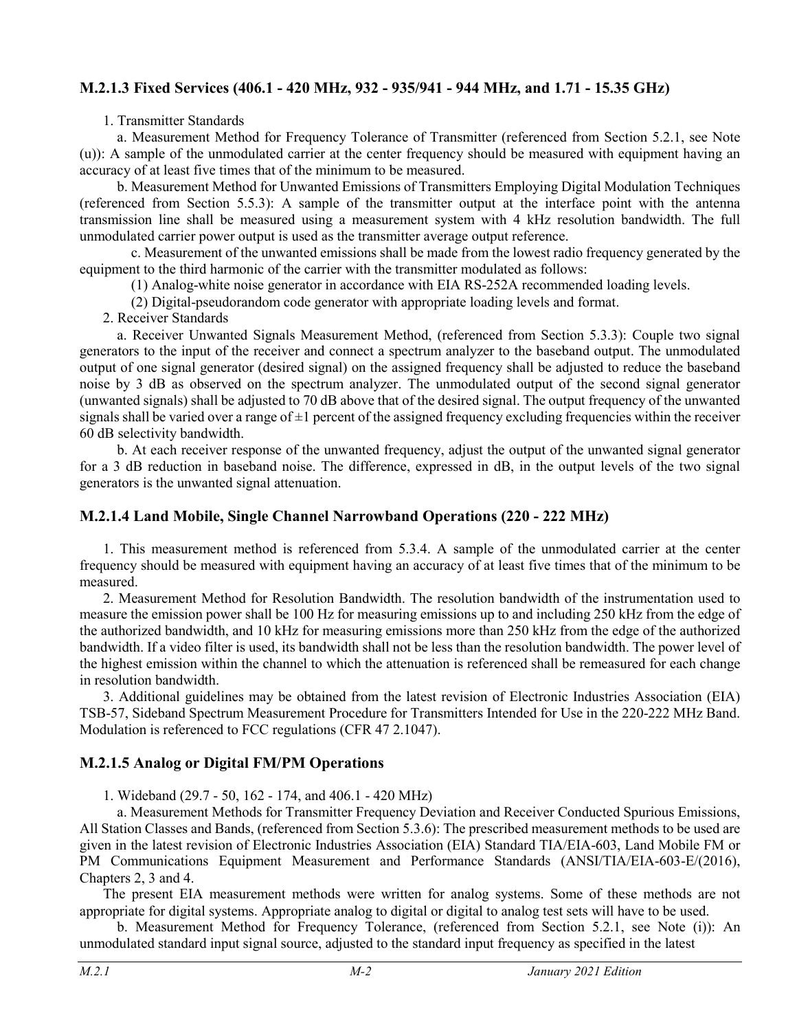### M.2.1.3 Fixed Services (406.1 - 420 MHz, 932 - 935/941 - 944 MHz, and 1.71 - 15.35 GHz)

1. Transmitter Standards

a. Measurement Method for Frequency Tolerance of Transmitter (referenced from Section 5.2.1, see Note (u)): A sample of the unmodulated carrier at the center frequency should be measured with equipment having an accuracy of at least five times that of the minimum to be measured.

b. Measurement Method for Unwanted Emissions of Transmitters Employing Digital Modulation Techniques (referenced from Section 5.5.3): A sample of the transmitter output at the interface point with the antenna transmission line shall be measured using a measurement system with 4 kHz resolution bandwidth. The full unmodulated carrier power output is used as the transmitter average output reference.

c. Measurement of the unwanted emissions shall be made from the lowest radio frequency generated by the equipment to the third harmonic of the carrier with the transmitter modulated as follows:

(1) Analog-white noise generator in accordance with EIA RS-252A recommended loading levels.

(2) Digital-pseudorandom code generator with appropriate loading levels and format.

2. Receiver Standards

a. Receiver Unwanted Signals Measurement Method, (referenced from Section 5.3.3): Couple two signal generators to the input of the receiver and connect a spectrum analyzer to the baseband output. The unmodulated output of one signal generator (desired signal) on the assigned frequency shall be adjusted to reduce the baseband noise by 3 dB as observed on the spectrum analyzer. The unmodulated output of the second signal generator (unwanted signals) shall be adjusted to 70 dB above that of the desired signal. The output frequency of the unwanted signals shall be varied over a range of ±1 percent of the assigned frequency excluding frequencies within the receiver 60 dB selectivity bandwidth.

b. At each receiver response of the unwanted frequency, adjust the output of the unwanted signal generator for a 3 dB reduction in baseband noise. The difference, expressed in dB, in the output levels of the two signal generators is the unwanted signal attenuation.

### M.2.1.4 Land Mobile, Single Channel Narrowband Operations (220 - 222 MHz)

1. This measurement method is referenced from 5.3.4. A sample of the unmodulated carrier at the center frequency should be measured with equipment having an accuracy of at least five times that of the minimum to be measured.

2. Measurement Method for Resolution Bandwidth. The resolution bandwidth of the instrumentation used to measure the emission power shall be 100 Hz for measuring emissions up to and including 250 kHz from the edge of the authorized bandwidth, and 10 kHz for measuring emissions more than 250 kHz from the edge of the authorized bandwidth. If a video filter is used, its bandwidth shall not be less than the resolution bandwidth. The power level of the highest emission within the channel to which the attenuation is referenced shall be remeasured for each change in resolution bandwidth.

3. Additional guidelines may be obtained from the latest revision of Electronic Industries Association (EIA) TSB-57, Sideband Spectrum Measurement Procedure for Transmitters Intended for Use in the 220-222 MHz Band. Modulation is referenced to FCC regulations (CFR 47 2.1047).

### M.2.1.5 Analog or Digital FM/PM Operations

1. Wideband (29.7 - 50, 162 - 174, and 406.1 - 420 MHz)

a. Measurement Method for Transmitter Frequency Deviation and Receiver Conducted Spurious Emissions, All Station Classes and Bands, (referenced from Section 5.3.6): The prescribed measurement methods to be used are given in the latest revision of Electronic Industries Association (EIA) Standard TIA/EIA-603, Land Mobile FM or PM Communications Equipment Measurement and Performance Standards (ANSI/TIA/EIA-603-E/(2016), Chapters 2, 3 and 4.

The present EIA measurement methods were written for analog systems. Some of these methods are not appropriate for digital systems. Appropriate analog to digital or digital to analog test sets will have to be used.

b. Measurement Method for Frequency Tolerance, (referenced from Section 5.2.1, see Note (i)): An unmodulated standard input signal source, adjusted to the standard input frequency as specified in the latest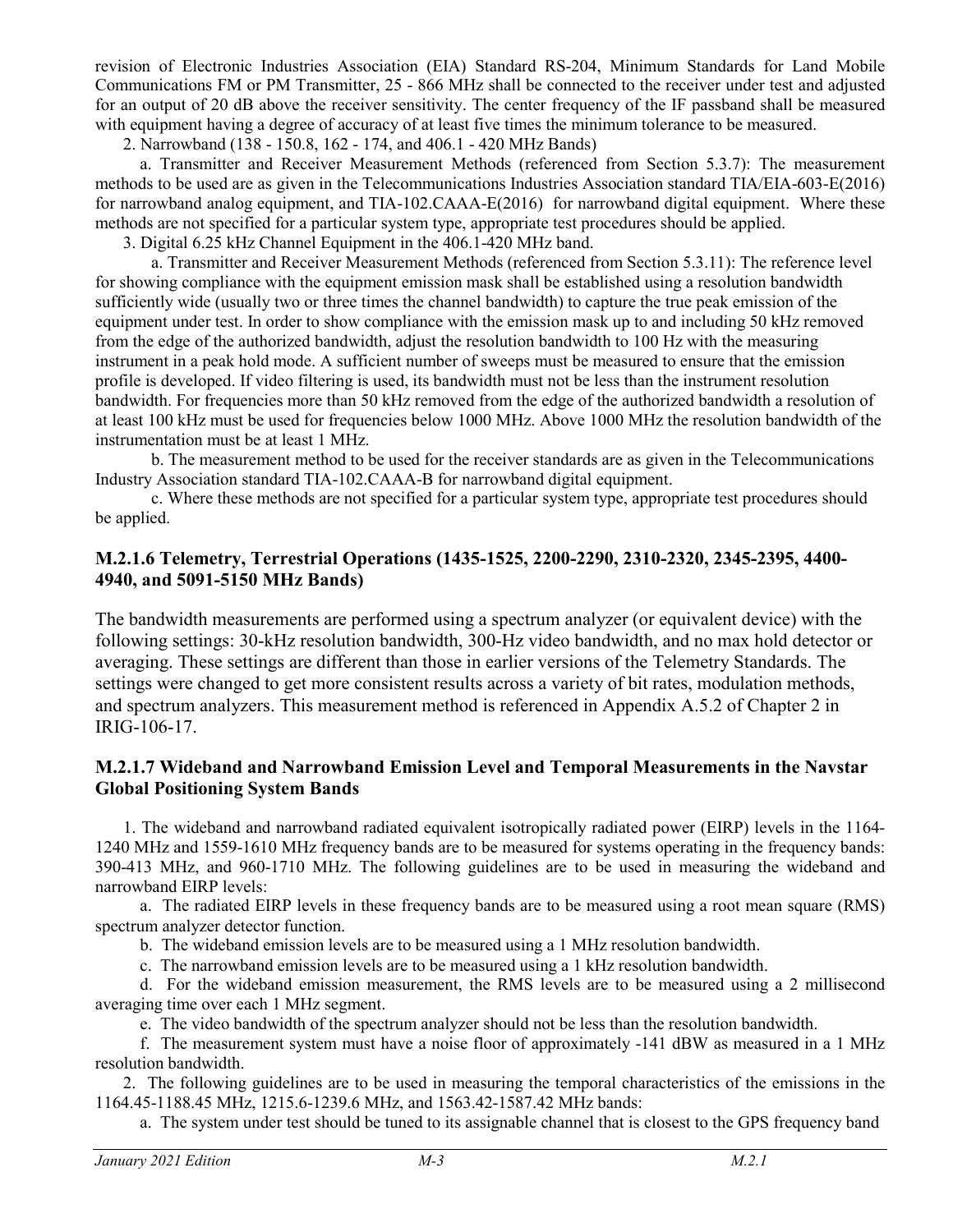revision of Electronic Industries Association (EIA) Standard RS-204, Minimum Standards for Land Mobile Communications FM or PM Transmitter, 25 - 866 MHz shall be connected to the receiver under test and adjusted for an output of 20 dB above the receiver sensitivity. The center frequency of the IF passband shall be measured with equipment having a degree of accuracy of at least five times the minimum tolerance to be measured.

2. Narrowband (138 - 150.8, 162 - 174, and 406.1 - 420 MHz Bands)

a. Transmitter and Receiver Measurement Methods (referenced from Section 5.3.7): The measurement methods to be used are as given in the Telecommunications Industries Association standard TIA/EIA-603-E(2016) for narrowband analog equipment, and TIA-102.CAAA-E(2016) for narrowband digital equipment. Where these methods are not specified for a particular system type, appropriate test procedures should be applied.

3. Digital 6.25 kHz Channel Equipment in the 406.1-420 MHz band.

a. Transmitter and Receiver Measurement Methods (referenced from Section 5.3.11): The reference level for showing compliance with the equipment emission mask shall be established using a resolution bandwidth sufficiently wide (usually two or three times the channel bandwidth) to capture the true peak emission of the equipment under test. In order to show compliance with the emission mask up to and including 50 kHz removed from the edge of the authorized bandwidth, adjust the resolution bandwidth to 100 Hz with the measuring instrument in a peak hold mode. A sufficient number of sweeps must be measured to ensure that the emission profile is developed. If video filtering is used, its bandwidth must not be less than the instrument resolution bandwidth. For frequencies more than 50 kHz removed from the edge of the authorized bandwidth a resolution of at least 100 kHz must be used for frequencies below 1000 MHz. Above 1000 MHz the resolution bandwidth of the instrumentation must be at least 1 MHz.

b. The measurement method to be used for the receiver standards are as given in the Telecommunications Industry Association standard TIA-102.CAAA-B for narrowband digital equipment.

c. Where these methods are not specified for a particular system type, appropriate test procedures should be applied.

### M.2.1.6 Telemetry, Terrestrial Operations (1435-1525, 2200-2290, 2310-2320, 2345-2395, 4400-4940, and 5091-5150 MHz Bands)

The bandwidth measurements are performed using a spectrum analyzer (or equivalent device) with the following settings: 30-kHz resolution bandwidth, 300-Hz video bandwidth, and no max hold detector or averaging. These settings are different than those in earlier versions of the Telemetry Standards. The settings were changed to get more consistent results across a variety of bit rates, modulation methods, and spectrum analyzers. This measurement method is referenced in Appendix A.5.2 of Chapter 2 in IRIG-106-17.

### M.2.1.7 Wideband and Narrowband Emission Level and Temporal Measurements in the Navstar Global Positioning System Bands

1. The wideband and narrowband radiated equivalent isotropically radiated power (EIRP) levels in the 1164-1240 MHz and 1559-1610 MHz frequency bands are to be measured for systems operating in the frequency bands: 390-413 MHz, and 960-1710 MHz. The following guidelines are to be used in measuring the wideband and narrowband EIRP levels:

a. The radiated EIRP levels in these frequency bands are to be measured using a root mean square (RMS) spectrum analyzer detector function.

b. The wideband emission levels are to be measured using a 1 MHz resolution bandwidth.

c. The narrowband emission levels are to be measured using a 1 kHz resolution bandwidth.

d. For the wideband emission measurement, the RMS levels are to be measured using a 2 millisecond averaging time over each 1 MHz segment.

e. The video bandwidth of the spectrum analyzer should not be less than the resolution bandwidth.

f. The measurement system must have a noise floor of approximately -141 dBW as measured in a 1 MHz resolution bandwidth.

2. The following guidelines are to be used in measuring the temporal characteristics of the emissions in the 1164.45-1188.45 MHz, 1215.6-1239.6 MHz, and 1563.42-1587.42 MHz bands:

a. The system under test should be tuned to its assignable channel that is closest to the GPS frequency band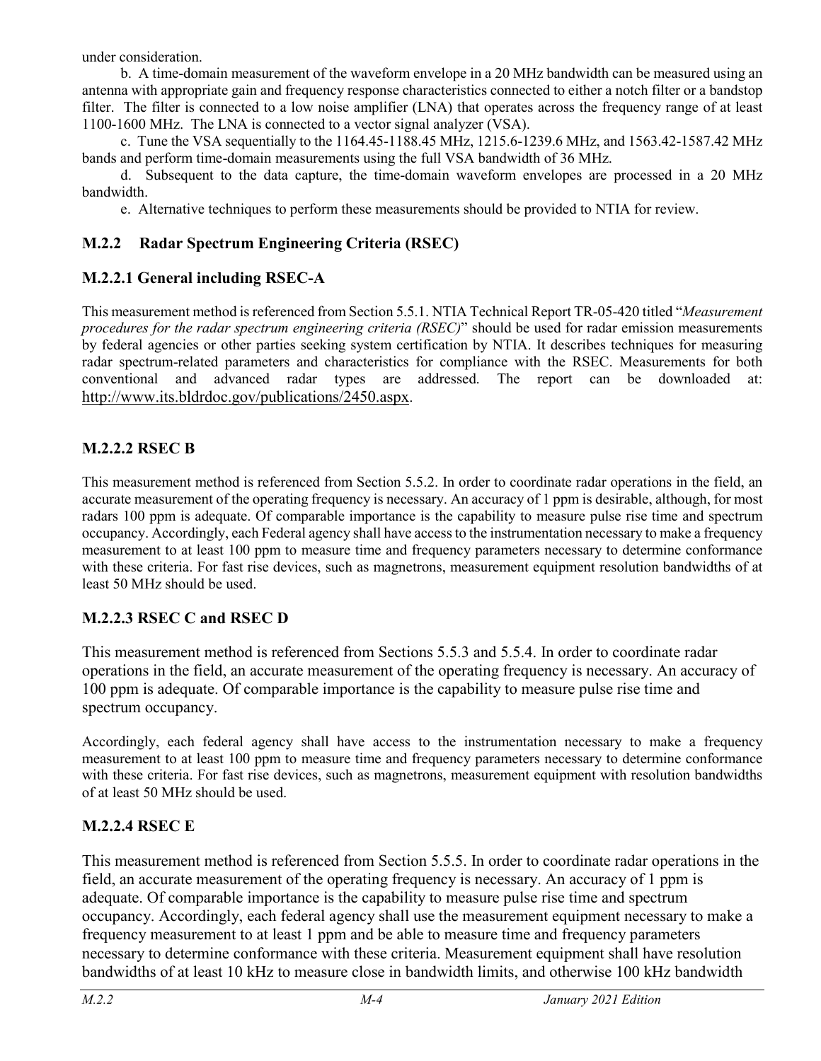under consideration.

b. A time-domain measurement of the waveform envelope in a 20 MHz bandwidth can be measured using an antenna with appropriate gain and frequency response characteristics connected to either a notch filter or a bandstop filter. The filter is connected to a low noise amplifier (LNA) that operates across the frequency range of at least 1100-1600 MHz. The LNA is connected to a vector signal analyzer (VSA).

c. Tune the VSA sequentially to the 1164.45-1188.45 MHz, 1215.6-1239.6 MHz, and 1563.42-1587.42 MHz bands and perform time-domain measurements using the full VSA bandwidth of 36 MHz.

d. Subsequent to the data capture, the time-domain waveform envelopes are processed in a 20 MHz bandwidth.

e. Alternative techniques to perform these measurements should be provided to NTIA for review.

## M.2.2 Radar Spectrum Engineering Criteria (RSEC)

### M.2.2.1 General including RSEC-A

This measurement method is referenced from Section 5.5.1. NTIA Technical Report TR-05-420 titled "*Measurement procedures for the radar spectrum engineering criteria (RSEC)*" should be used for radar emission measurements by federal agencies or other parties seeking system certification by NTIA. It describes techniques for measuring radar spectrum-related parameters and characteristics for compliance with the RSEC. Measurements for both conventional and advanced radar types are addressed. The report can be downloaded at: http://www.its.bldrdoc.gov/publications/2450.aspx.

### M.2.2.2 RSEC B

This measurement method is referenced from Section 5.5.2. In order to coordinate radar operations in the field, an accurate measurement of the operating frequency is necessary. An accuracy of 1 ppm is desirable, although, for most radars 100 ppm is adequate. Of comparable importance is the capability to measure pulse rise time and spectrum occupancy. Accordingly, each Federal agency shall have access to the instrumentation necessary to make a frequency measurement to at least 100 ppm to measure time and frequency parameters necessary to determine conformance with these criteria. For fast rise devices, such as magnetrons, measurement equipment resolution bandwidths of at least 50 MHz should be used.

### M.2.2.3 RSEC C and RSEC D

This measurement method is referenced from Sections 5.5.3 and 5.5.4. In order to coordinate radar operations in the field, an accurate measurement of the operating frequency is necessary. An accuracy of 100 ppm is adequate. Of comparable importance is the capability to measure pulse rise time and spectrum occupancy.

Accordingly, each federal agency shall have access to the instrumentation necessary to make a frequency measurement to at least 100 ppm to measure time and frequency parameters necessary to determine conformance with these criteria. For fast rise devices, such as magnetrons, measurement equipment with resolution bandwidths of at least 50 MHz should be used.

### M.2.2.4 RSEC E

This measurement method is referenced from Section 5.5.5. In order to coordinate radar operations in the field, an accurate measurement of the operating frequency is necessary. An accuracy of 1 ppm is adequate. Of comparable importance is the capability to measure pulse rise time and spectrum occupancy. Accordingly, each federal agency shall use the measurement equipment necessary to make a frequency measurement to at least 1 ppm and be able to measure time and frequency parameters necessary to determine conformance with these criteria. Measurement equipment shall have resolution bandwidths of at least 10 kHz to measure close in bandwidth limits, and otherwise 100 kHz bandwidth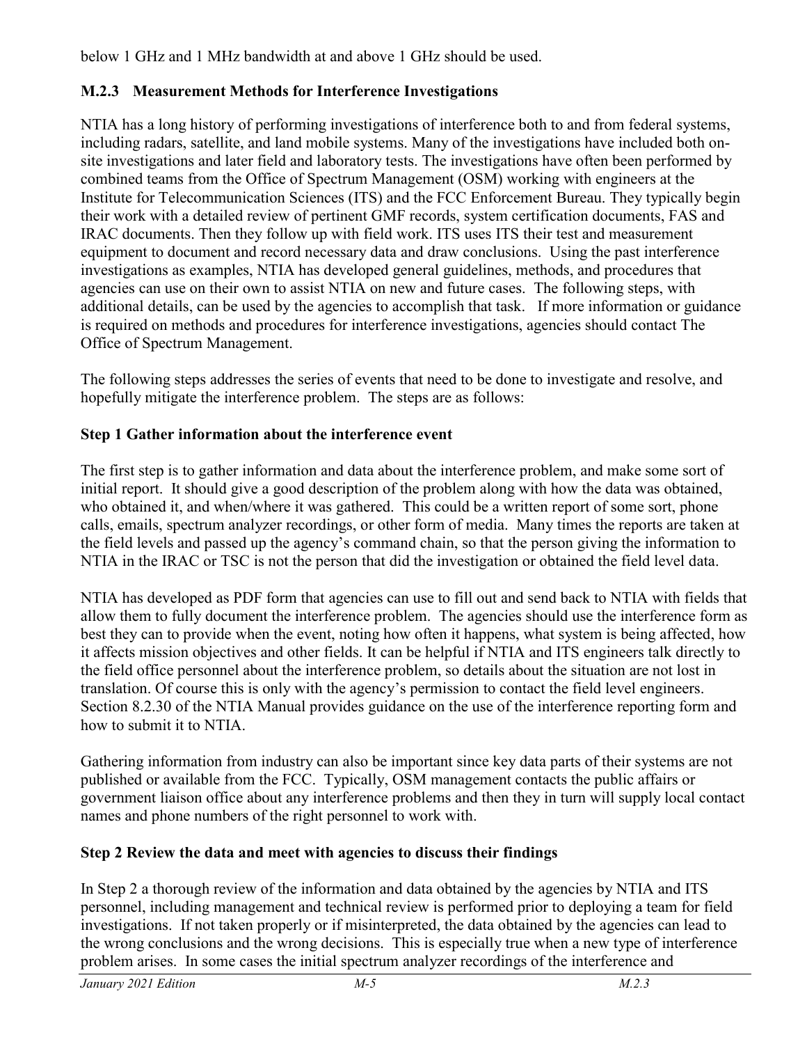below 1 GHz and 1 MHz bandwidth at and above 1 GHz should be used.

### M.2.3 Measurement Methods for Interference Investigations

NTIA has a long history of performing investigations of interference both to and from federal systems, including radars, satellite, and land mobile systems. Many of the investigations have included both on-site investigations and later field and laboratory tests. The investigations have often been performed by combined teams from the Office of Spectrum Management (OSM) working with engineers at the Institute for Telecommunication Sciences (ITS) and the FCC Enforcement Bureau. They typically begin their work with a detailed review of pertinent GMF records, system certification documents, FAS and IRAC documents. Then they follow up with field work. ITS uses ITS their test and measurement equipment to document and record necessary data and draw conclusions. Using the past interference investigations as examples, NTIA has developed general guidelines, methods, and procedures that agencies can use on their own to assist NTIA on new and future cases. The following steps, with additional details, can be used by the agencies to accomplish that task. If more information or guidance is required on methods and procedures for interference investigations, agencies should contact The Office of Spectrum Management.

The following steps addresses the series of events that need to be done to investigate and resolve, and hopefully mitigate the interference problem. The steps are as follows:

**Step 1 Gather information about the interference event**

The first step is to gather information and data about the interference problem, and make some sort of initial report. It should give a good description of the problem along with how the data was obtained, who obtained it, and when/where it was gathered. This could be a written report of some sort, phone calls, emails, spectrum analyzer recordings, or other form of media. Many times the reports are taken at the field levels and passed up the agency's command chain, so that the person giving the information to NTIA in the IRAC or TSC is not the person that did the investigation or obtained the field level data.

NTIA has developed as PDF form that agencies can use to fill out and send back to NTIA with fields that allow them to fully document the interference problem. The agencies should use the interference form as best they can to provide when the event, noting how often it happens, what system is being affected, how it affects mission objectives and other fields. It can be helpful if NTIA and ITS engineers talk directly to the field office personnel about the interference problem, so details about the situation are not lost in translation. Of course this is only with the agency's permission to contact the field level engineers. Section 8.2.30 of the NTIA Manual provides guidance on the use of the interference reporting form and how to submit it to NTIA.

Gathering information from industry can also be important since key data parts of their systems are not published or available from the FCC. Typically, OSM management contacts the public affairs or government liaison office about any interference problems and then they in turn will supply local contact names and phone numbers of the right personnel to work with.

**Step 2 Review the data and meet with agencies to discuss their findings**

In Step 2 a thorough review of the information and data obtained by the agencies by NTIA and ITS personnel, including management and technical review is performed prior to deploying a team for field investigations. If not taken properly or if misinterpreted, the data obtained by the agencies can lead to the wrong conclusions and the wrong decisions. This is especially true when a new type of interference problem arises. In some cases the initial spectrum analyzer recordings of the interference and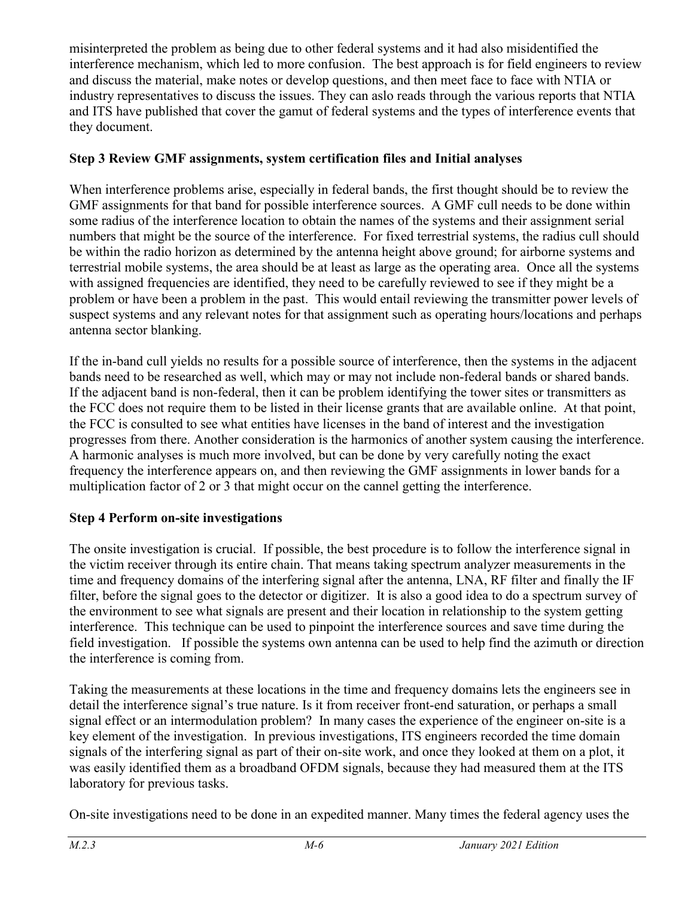misinterpreted the problem as being due to other federal systems and it had also misidentified the interference mechanism, which led to more confusion. The best approach is for field engineers to review and discuss the material, make notes or develop questions, and then meet face to face with NTIA or industry representatives to discuss the issues. They can aslo reads through the various reports that NTIA and ITS have published that cover the gamut of federal systems and the types of interference events that they document.

### Step 3 Review GMF assignments, system certification files and Initial analyses

When interference problems arise, especially in federal bands, the first thought should be to review the GMF assignments for that band for possible interference sources. A GMF cull needs to be done within some radius of the interference location to obtain the names of the systems and their assignment serial numbers that might be the source of the interference. For fixed terrestrial systems, the radius cull should be within the radio horizon as determined by the antenna height above ground; for airborne systems and terrestrial mobile systems, the area should be at least as large as the operating area. Once all the systems with assigned frequencies are identified, they need to be carefully reviewed to see if they might be a problem or have been a problem in the past. This would entail reviewing the transmitter power levels of suspect systems and any relevant notes for that assignment such as operating hours/locations and perhaps antenna sector blanking.

If the in-band cull yields no results for a possible source of interference, then the systems in the adjacent bands need to be researched as well, which may or may not include non-federal bands or shared bands. If the adjacent band is non-federal, then it can be problem identifying the tower sites or transmitters as the FCC does not require them to be listed in their license grants that are available online. At that point, the FCC is consulted to see what entities have licenses in the band of interest and the investigation progresses from there. Another consideration is the harmonics of another system causing the interference. A harmonic analyses is much more involved, but can be done by very carefully noting the exact frequency the interference appears on, and then reviewing the GMF assignments in lower bands for a multiplication factor of 2 or 3 that might occur on the cannel getting the interference.

### Step 4 Perform on-site investigations

The onsite investigation is crucial. If possible, the best procedure is to follow the interference signal in the victim receiver through its entire chain. That means taking spectrum analyzer measurements in the time and frequency domains of the interfering signal after the antenna, LNA, RF filter and finally the IF filter, before the signal goes to the detector or digitizer. It is also a good idea to do a spectrum survey of the environment to see what signals are present and their location in relationship to the system getting interference. This technique can be used to pinpoint the interference sources and save time during the field investigation. If possible the systems own antenna can be used to help find the azimuth or direction the interference is coming from.

Taking the measurements at these locations in the time and frequency domains lets the engineers see in detail the interference signal's true nature. Is it from receiver front-end saturation, or perhaps a small signal effect or an intermodulation problem? In many cases the experience of the engineer on-site is a key element of the investigation. In previous investigations, ITS engineers recorded the time domain signals of the interfering signal as part of their on-site work, and once they looked at them on a plot, it was easily identified them as a broadband OFDM signals, because they had measured them at the ITS laboratory for previous tasks.

On-site investigations need to be done in an expedited manner. Many times the federal agency uses the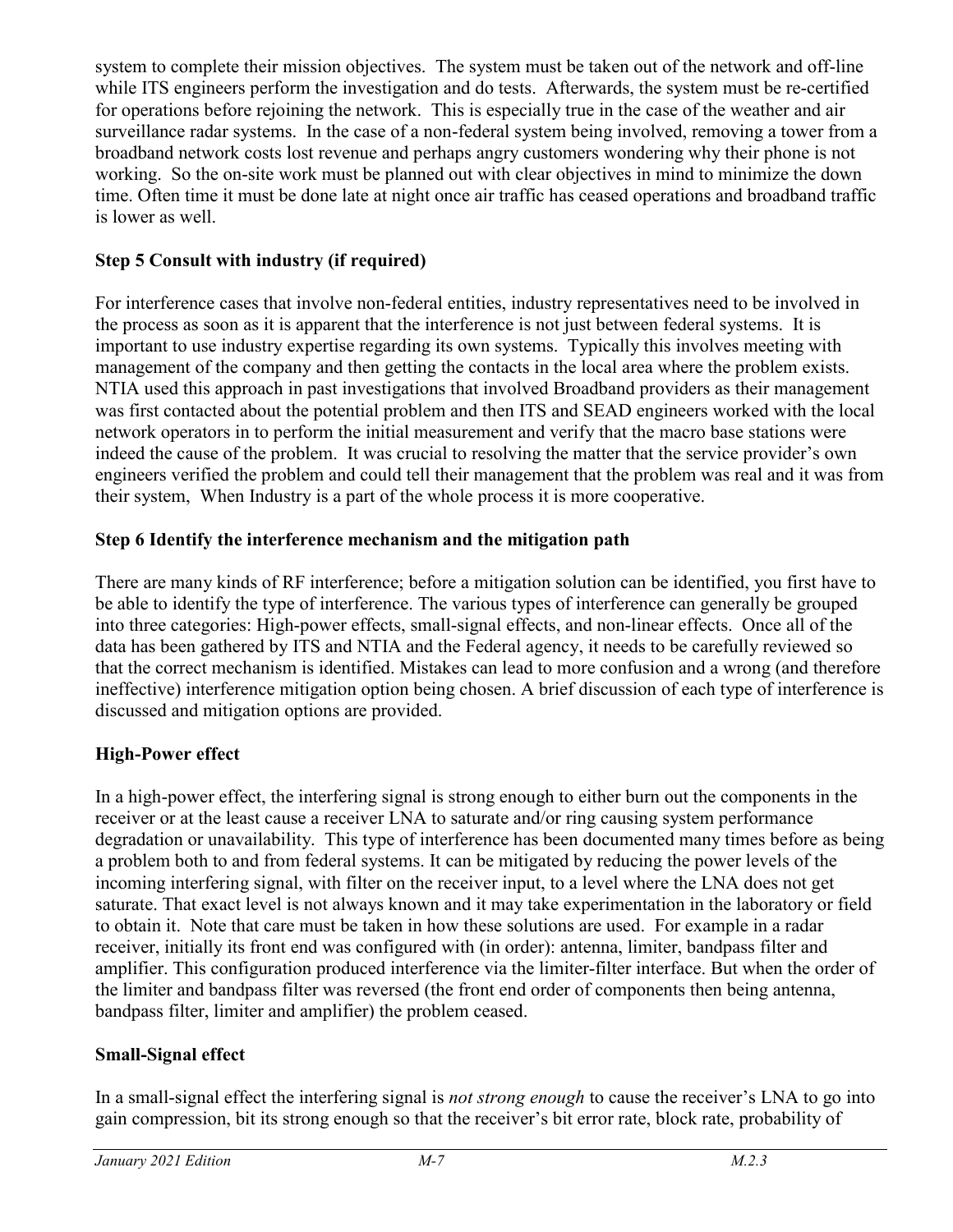system to complete their mission objectives. The system must be taken out of the network and off-line while ITS engineers perform the investigation and do tests. Afterwards, the system must be re-certified for operations before rejoining the network. This is especially true in the case of the weather and air surveillance radar systems. In the case of a non-federal system being involved, removing a tower from a broadband network costs lost revenue and perhaps angry customers wondering why their phone is not working. So the on-site work must be planned out with clear objectives in mind to minimize the down time. Often time it must be done late at night once air traffic has ceased operations and broadband traffic is lower as well.

### Step 5 Consult with industry (if required)

For interference cases that involve non-federal entities, industry representatives need to be involved in the process as soon as it is apparent that the interference is not just between federal systems. It is important to use industry expertise regarding its own systems. Typically this involves meeting with management of the company and then getting the contacts in the local area where the problem exists. NTIA used this approach in past investigations that involved Broadband providers as their management was first contacted about the potential problem and then ITS and SEAD engineers worked with the local network operators in to perform the initial measurement and verify that the macro base stations were indeed the cause of the problem. It was crucial to resolving the matter that the service provider's own engineers verified the problem and could tell their management that the problem was real and it was from their system, When Industry is a part of the whole process it is more cooperative.

### Step 6 Identify the interference mechanism and the mitigation path

There are many kinds of RF interference; before a mitigation solution can be identified, you first have to be able to identify the type of interference. The various types of interference can generally be grouped into three categories: High-power effects, small-signal effects, and non-linear effects. Once all of the data has been gathered by ITS and NTIA and the Federal agency, it needs to be carefully reviewed so that the correct mechanism is identified. Mistakes can lead to more confusion and a wrong (and therefore ineffective) interference mitigation option being chosen. A brief discussion of each type of interference is discussed and mitigation options are provided.

### High-Power effect

In a high-power effect, the interfering signal is strong enough to either burn out the components in the receiver or at the least cause a receiver LNA to saturate and/or ring causing system performance degradation or unavailability. This type of interference has been documented many times before as being a problem both to and from federal systems. It can be mitigated by reducing the power levels of the incoming interfering signal, with filter on the receiver input, to a level where the LNA does not get saturate. That exact level is not always known and it may take experimentation in the laboratory or field to obtain it. Note that care must be taken in how these solutions are used. For example in a radar receiver, initially its front end was configured with (in order): antenna, limiter, bandpass filter and amplifier. This configuration produced interference via the limiter-filter interface. But when the order of the limiter and bandpass filter was reversed (the front end order of components then being antenna, bandpass filter, limiter and amplifier) the problem ceased.

### Small-Signal effect

In a small-signal effect the interfering signal is *not strong enough* to cause the receiver's LNA to go into gain compression, bit its strong enough so that the receiver's bit error rate, block rate, probability of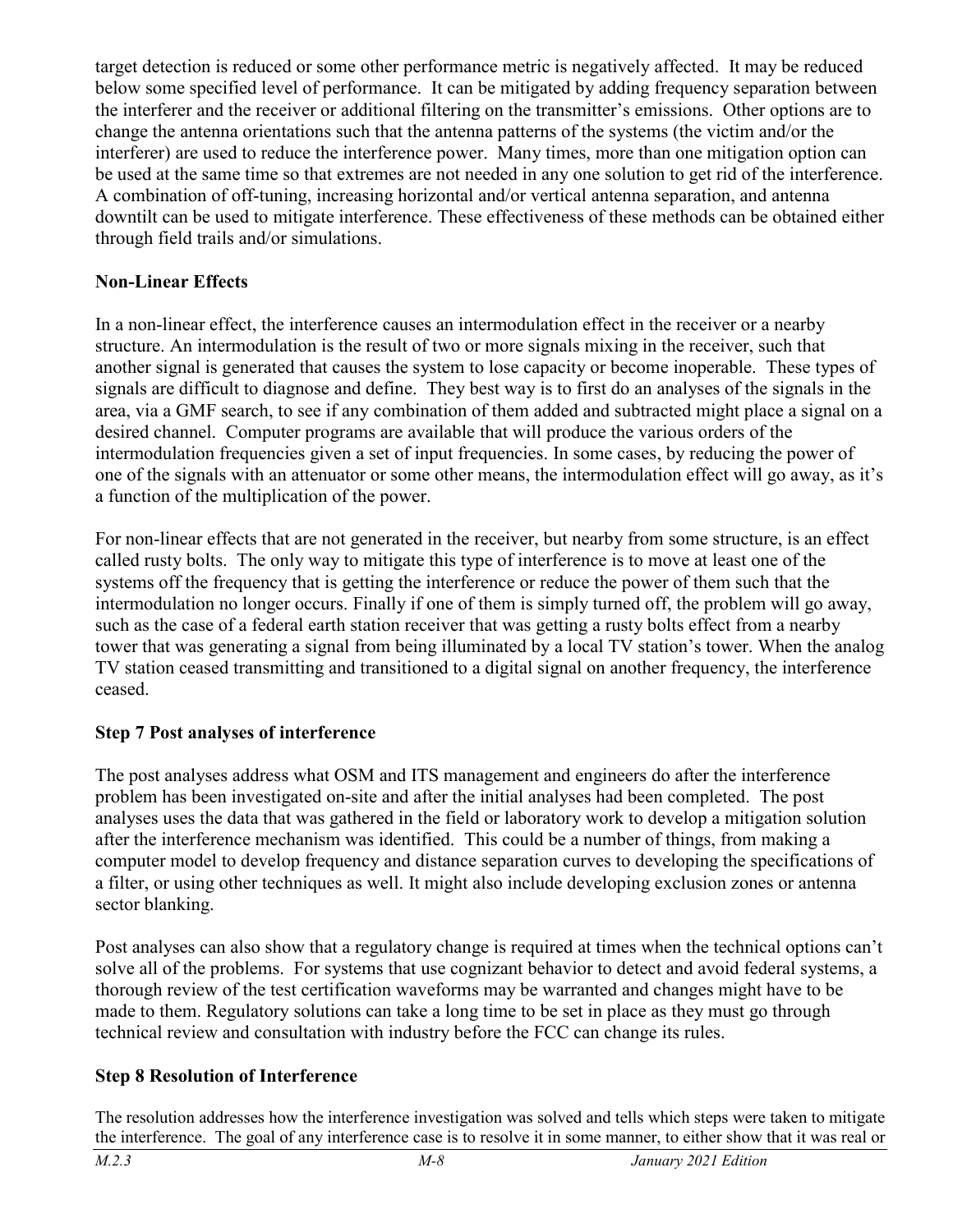target detection is reduced or some other performance metric is negatively affected. It may be reduced below some specified level of performance. It can be mitigated by adding frequency separation between the interferer and the receiver or additional filtering on the transmitter's emissions. Other options are to change the antenna orientations such that the antenna patterns of the systems (the victim and/or the interferer) are used to reduce the interference power. Many times, more than one mitigation option can be used at the same time so that extremes are not needed in any one solution to get rid of the interference. A combination of off-tuning, increasing horizontal and/or vertical antenna separation, and antenna downtilt can be used to mitigate interference. These effectiveness of these methods can be obtained either through field trails and/or simulations.

**Non-Linear Effects**

In a non-linear effect, the interference causes an intermodulation effect in the receiver or a nearby structure. An intermodulation is the result of two or more signals mixing in the receiver, such that another signal is generated that causes the system to lose capacity or become inoperable. These types of signals are difficult to diagnose and define. They best way is to first do an analyses of the signals in the area, via a GMF search, to see if any combination of them added and subtracted might place a signal on a desired channel. Computer programs are available that will produce the various orders of the intermodulation frequencies given a set of input frequencies. In some cases, by reducing the power of one of the signals with an attenuator or some other means, the intermodulation effect will go away, as it's a function of the multiplication of the power.

For non-linear effects that are not generated in the receiver, but nearby from some structure, is an effect called rusty bolts. The only way to mitigate this type of interference is to move at least one of the systems off the frequency that is getting the interference or reduce the power of them such that the intermodulation no longer occurs. Finally if one of them is simply turned off, the problem will go away, such as the case of a federal earth station receiver that was getting a rusty bolts effect from a nearby tower that was generating a signal from being illuminated by a local TV station's tower. When the analog TV station ceased transmitting and transitioned to a digital signal on another frequency, the interference ceased.

**Step 7 Post analyses of interference**

The post analyses address what OSM and ITS management and engineers do after the interference problem has been investigated on-site and after the initial analyses had been completed. The post analyses uses the data that was gathered in the field or laboratory work to develop a mitigation solution after the interference mechanism was identified. This could be a number of things, from making a computer model to develop frequency and distance separation curves to developing the specifications of a filter, or using other techniques as well. It might also include developing exclusion zones or antenna sector blanking.

Post analyses can also show that a regulatory change is required at times when the technical options can't solve all of the problems. For systems that use cognizant behavior to detect and avoid federal systems, a thorough review of the test certification waveforms may be warranted and changes might have to be made to them. Regulatory solutions can take a long time to be set in place as they must go through technical review and consultation with industry before the FCC can change its rules.

**Step 8 Resolution of Interference**

The resolution addresses how the interference investigation was solved and tells which steps were taken to mitigate the interference. The goal of any interference case is to resolve it in some manner, to either show that it was real or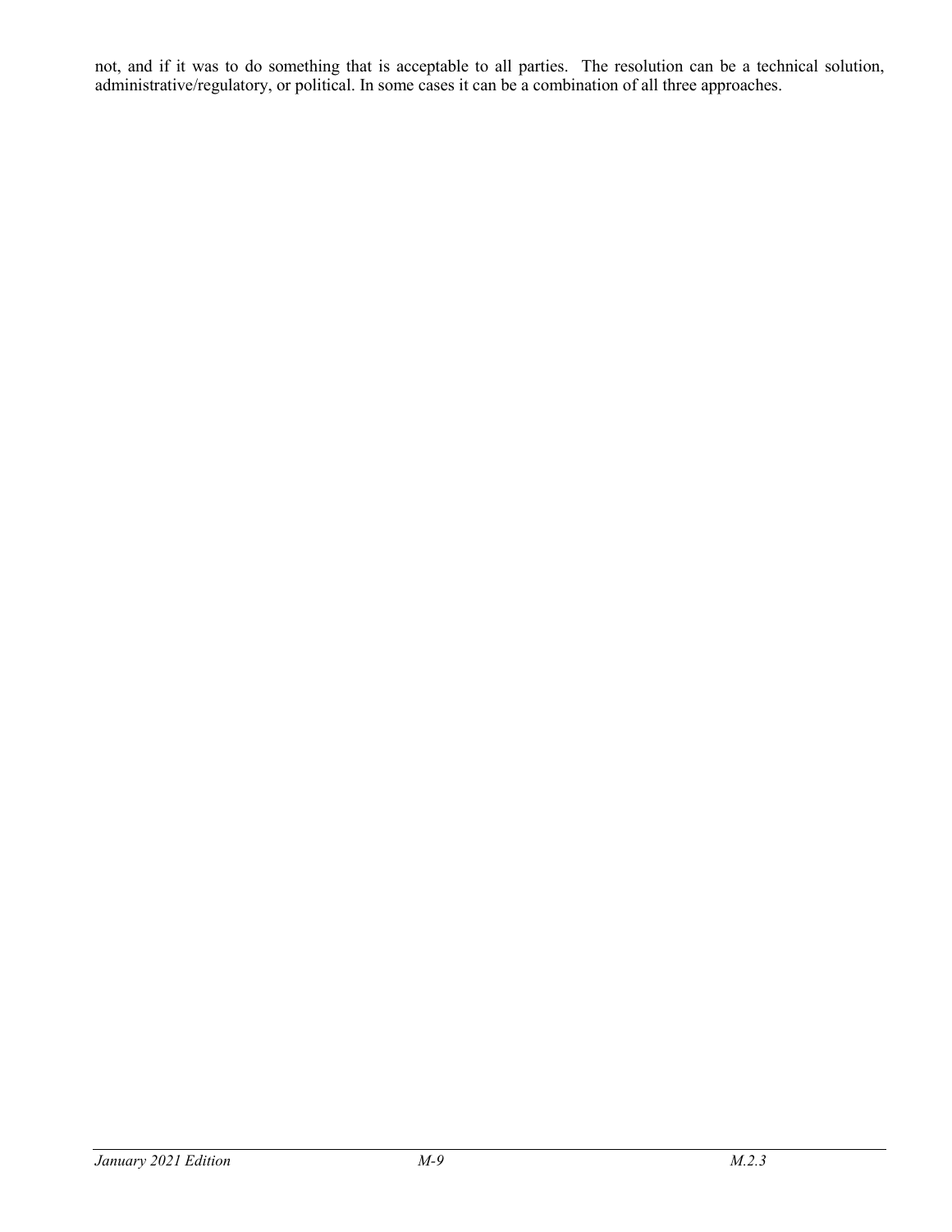not, and if it was to do something that is acceptable to all parties. The resolution can be a technical solution, administrative/regulatory, or political. In some cases it can be a combination of all three approaches.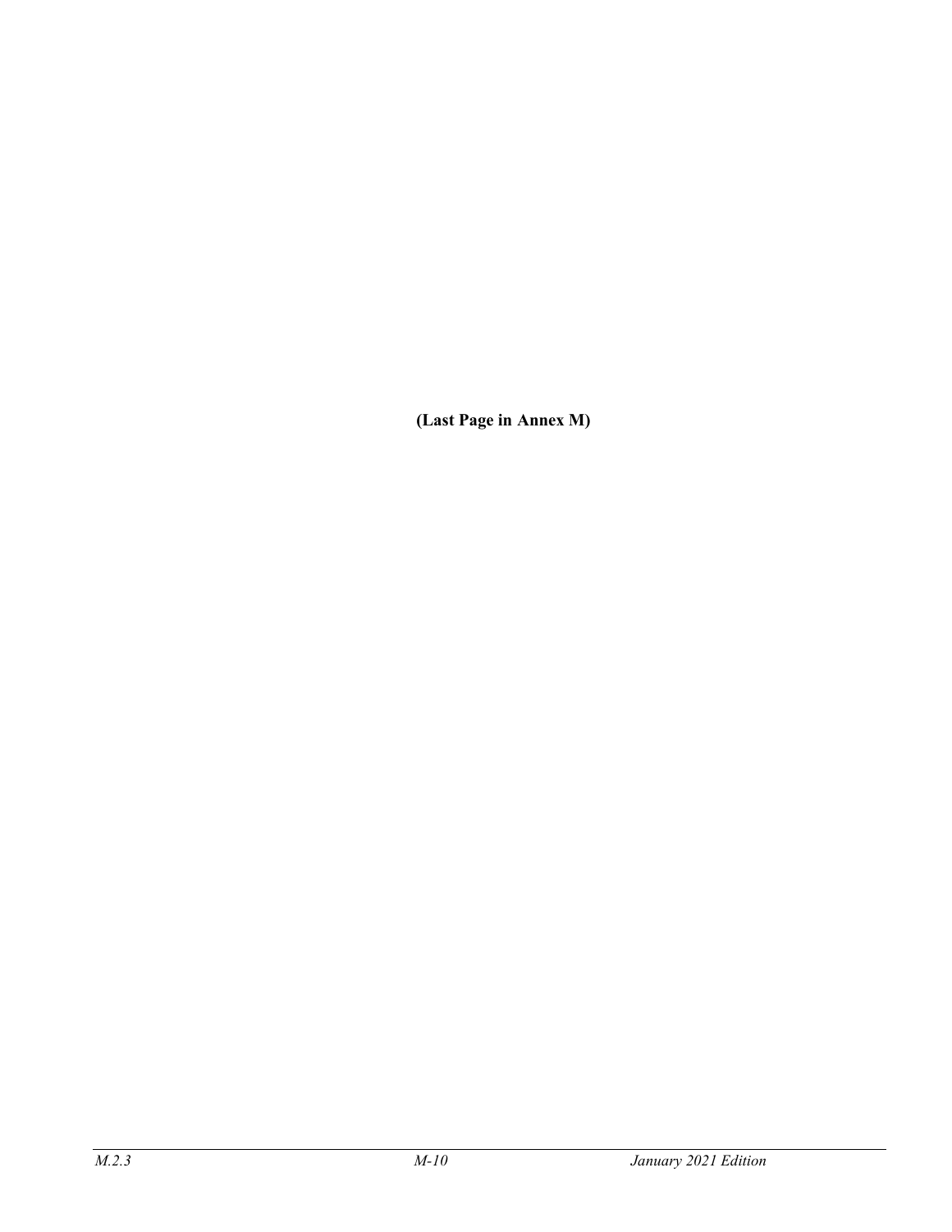**(Last Page in Annex M)**